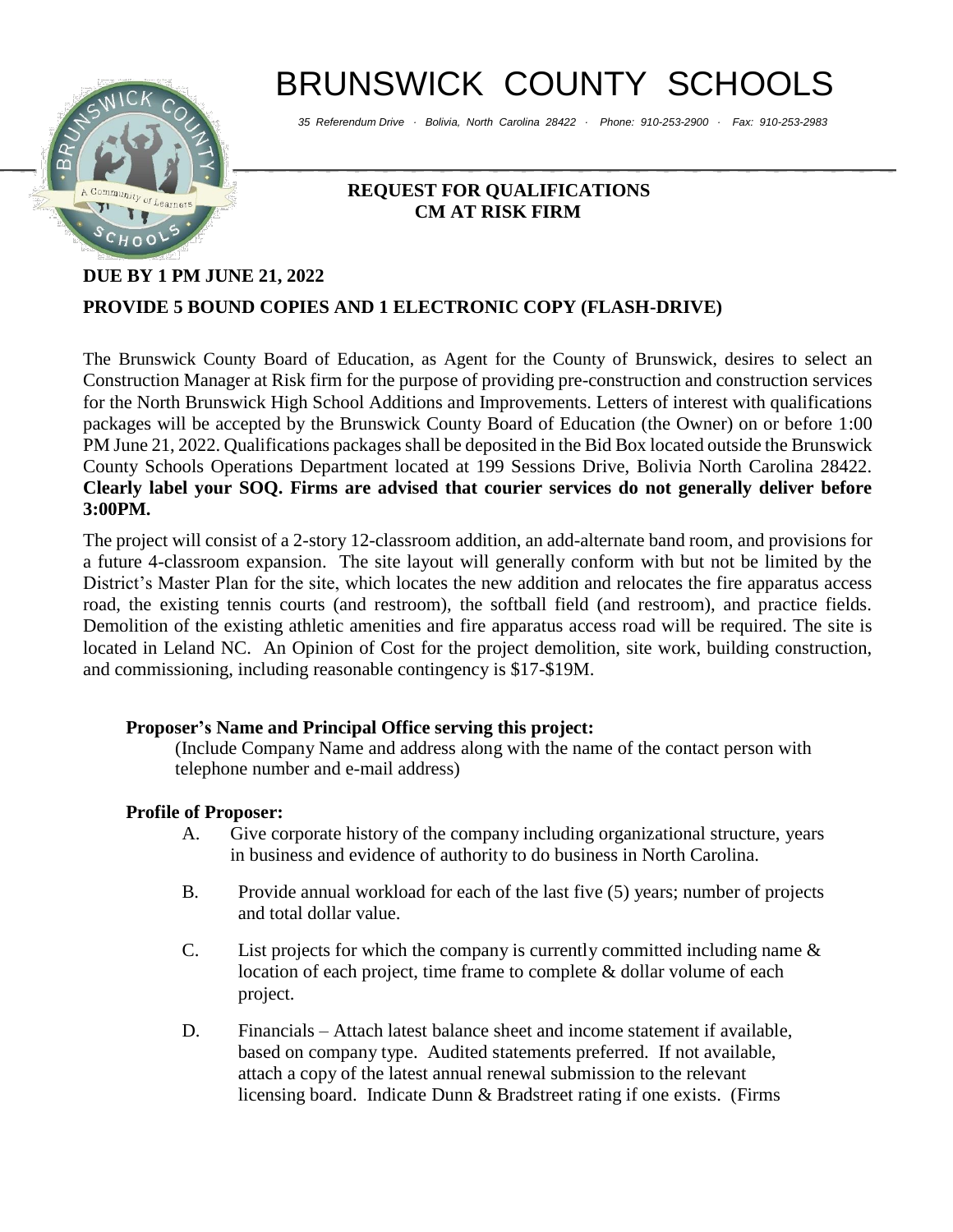# BRUNSWICK COUNTY SCHOOLS

*35 Referendum Drive · Bolivia, North Carolina 28422 · Phone: 910-253-2900 · Fax: 910-253-2983*

**REQUEST FOR QUALIFICATIONS**
**CM AT RISK FIRM**

**DUE BY 1 PM JUNE 21, 2022**

**PROVIDE 5 BOUND COPIES AND 1 ELECTRONIC COPY (FLASH-DRIVE)**

The Brunswick County Board of Education, as Agent for the County of Brunswick, desires to select an Construction Manager at Risk firm for the purpose of providing pre-construction and construction services for the North Brunswick High School Additions and Improvements. Letters of interest with qualifications packages will be accepted by the Brunswick County Board of Education (the Owner) on or before 1:00 PM June 21, 2022. Qualifications packages shall be deposited in the Bid Box located outside the Brunswick County Schools Operations Department located at 199 Sessions Drive, Bolivia North Carolina 28422. **Clearly label your SOQ. Firms are advised that courier services do not generally deliver before 3:00PM.**

The project will consist of a 2-story 12-classroom addition, an add-alternate band room, and provisions for a future 4-classroom expansion. The site layout will generally conform with but not be limited by the District's Master Plan for the site, which locates the new addition and relocates the fire apparatus access road, the existing tennis courts (and restroom), the softball field (and restroom), and practice fields. Demolition of the existing athletic amenities and fire apparatus access road will be required. The site is located in Leland NC. An Opinion of Cost for the project demolition, site work, building construction, and commissioning, including reasonable contingency is $17-$19M.

**Proposer's Name and Principal Office serving this project:**

(Include Company Name and address along with the name of the contact person with telephone number and e-mail address)

**Profile of Proposer:**

A. Give corporate history of the company including organizational structure, years in business and evidence of authority to do business in North Carolina.

B. Provide annual workload for each of the last five (5) years; number of projects and total dollar value.

C. List projects for which the company is currently committed including name & location of each project, time frame to complete & dollar volume of each project.

D. Financials – Attach latest balance sheet and income statement if available, based on company type. Audited statements preferred. If not available, attach a copy of the latest annual renewal submission to the relevant licensing board. Indicate Dunn & Bradstreet rating if one exists. (Firms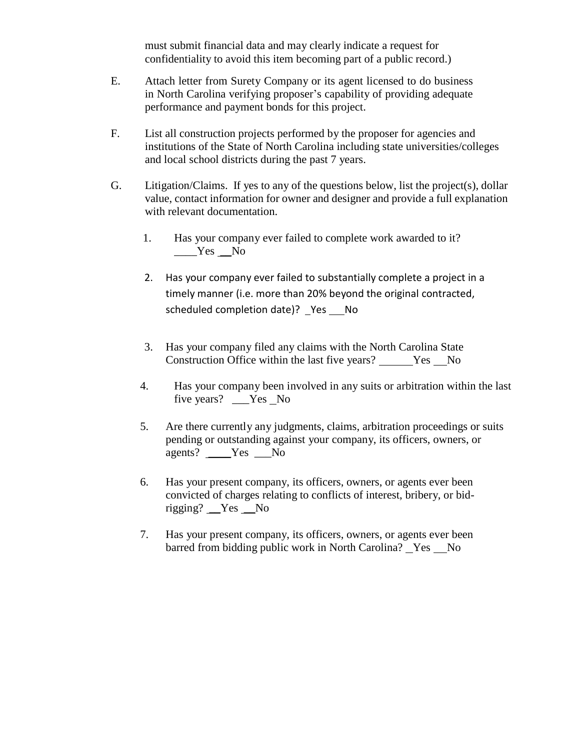must submit financial data and may clearly indicate a request for confidentiality to avoid this item becoming part of a public record.)

E. Attach letter from Surety Company or its agent licensed to do business in North Carolina verifying proposer's capability of providing adequate performance and payment bonds for this project.

F. List all construction projects performed by the proposer for agencies and institutions of the State of North Carolina including state universities/colleges and local school districts during the past 7 years.

G. Litigation/Claims. If yes to any of the questions below, list the project(s), dollar value, contact information for owner and designer and provide a full explanation with relevant documentation.

1. Has your company ever failed to complete work awarded to it? ____Yes __No

2. Has your company ever failed to substantially complete a project in a timely manner (i.e. more than 20% beyond the original contracted, scheduled completion date)? _Yes ___No

3. Has your company filed any claims with the North Carolina State Construction Office within the last five years? ______Yes __No

4. Has your company been involved in any suits or arbitration within the last five years? ___Yes _No

5. Are there currently any judgments, claims, arbitration proceedings or suits pending or outstanding against your company, its officers, owners, or agents? _____Yes ___No

6. Has your present company, its officers, owners, or agents ever been convicted of charges relating to conflicts of interest, bribery, or bid-rigging? __Yes __No

7. Has your present company, its officers, owners, or agents ever been barred from bidding public work in North Carolina? _Yes __No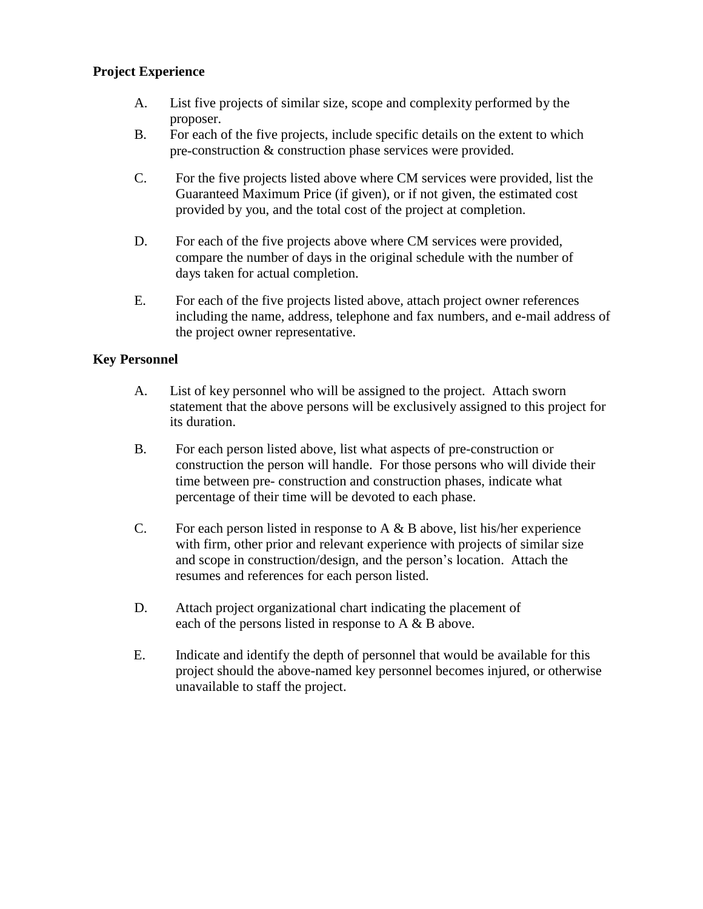**Project Experience**

A. List five projects of similar size, scope and complexity performed by the proposer.

B. For each of the five projects, include specific details on the extent to which pre-construction & construction phase services were provided.

C. For the five projects listed above where CM services were provided, list the Guaranteed Maximum Price (if given), or if not given, the estimated cost provided by you, and the total cost of the project at completion.

D. For each of the five projects above where CM services were provided, compare the number of days in the original schedule with the number of days taken for actual completion.

E. For each of the five projects listed above, attach project owner references including the name, address, telephone and fax numbers, and e-mail address of the project owner representative.

**Key Personnel**

A. List of key personnel who will be assigned to the project. Attach sworn statement that the above persons will be exclusively assigned to this project for its duration.

B. For each person listed above, list what aspects of pre-construction or construction the person will handle. For those persons who will divide their time between pre- construction and construction phases, indicate what percentage of their time will be devoted to each phase.

C. For each person listed in response to A & B above, list his/her experience with firm, other prior and relevant experience with projects of similar size and scope in construction/design, and the person's location. Attach the resumes and references for each person listed.

D. Attach project organizational chart indicating the placement of each of the persons listed in response to A & B above.

E. Indicate and identify the depth of personnel that would be available for this project should the above-named key personnel becomes injured, or otherwise unavailable to staff the project.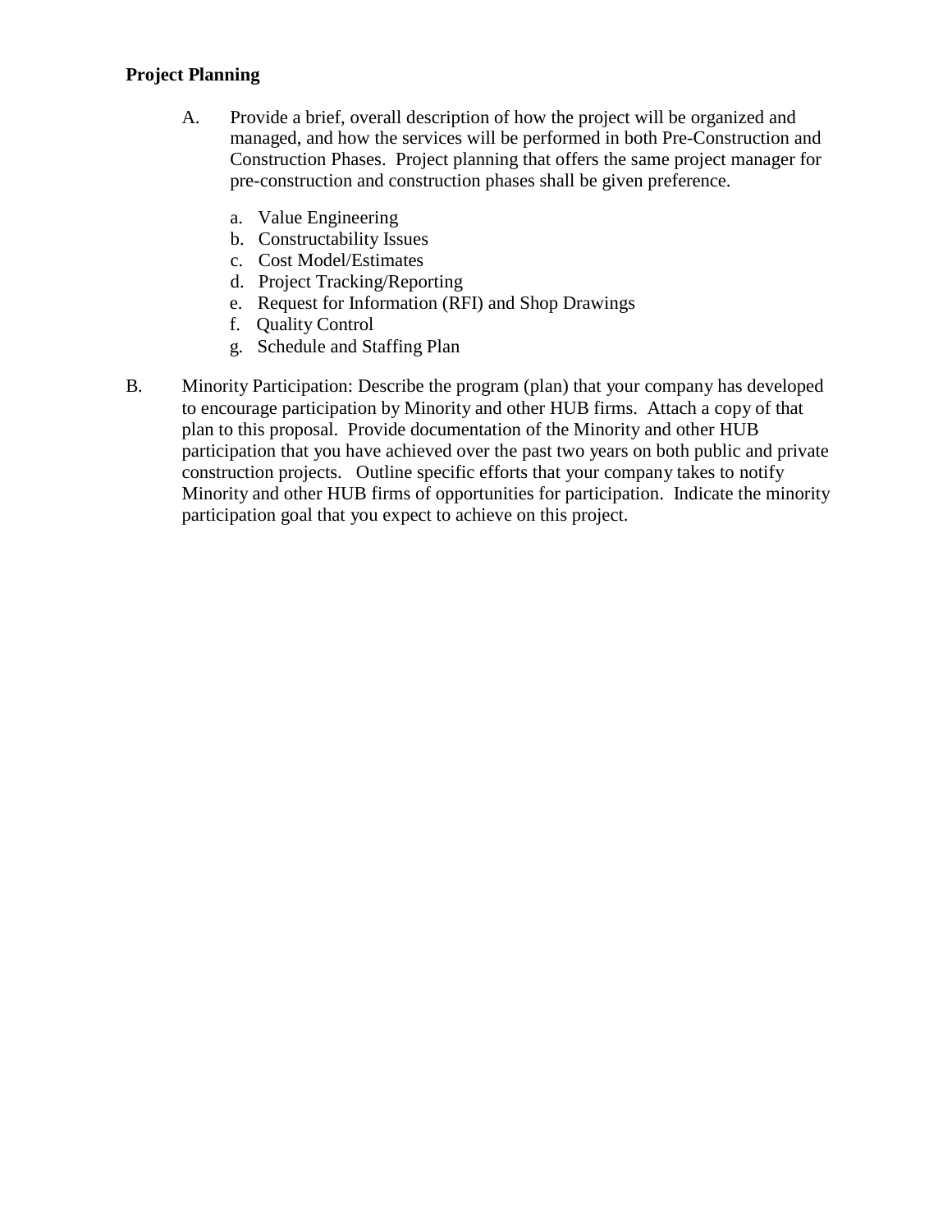**Project Planning**

A. Provide a brief, overall description of how the project will be organized and managed, and how the services will be performed in both Pre-Construction and Construction Phases. Project planning that offers the same project manager for pre-construction and construction phases shall be given preference.

   a. Value Engineering
   b. Constructability Issues
   c. Cost Model/Estimates
   d. Project Tracking/Reporting
   e. Request for Information (RFI) and Shop Drawings
   f. Quality Control
   g. Schedule and Staffing Plan

B. Minority Participation: Describe the program (plan) that your company has developed to encourage participation by Minority and other HUB firms. Attach a copy of that plan to this proposal. Provide documentation of the Minority and other HUB participation that you have achieved over the past two years on both public and private construction projects. Outline specific efforts that your company takes to notify Minority and other HUB firms of opportunities for participation. Indicate the minority participation goal that you expect to achieve on this project.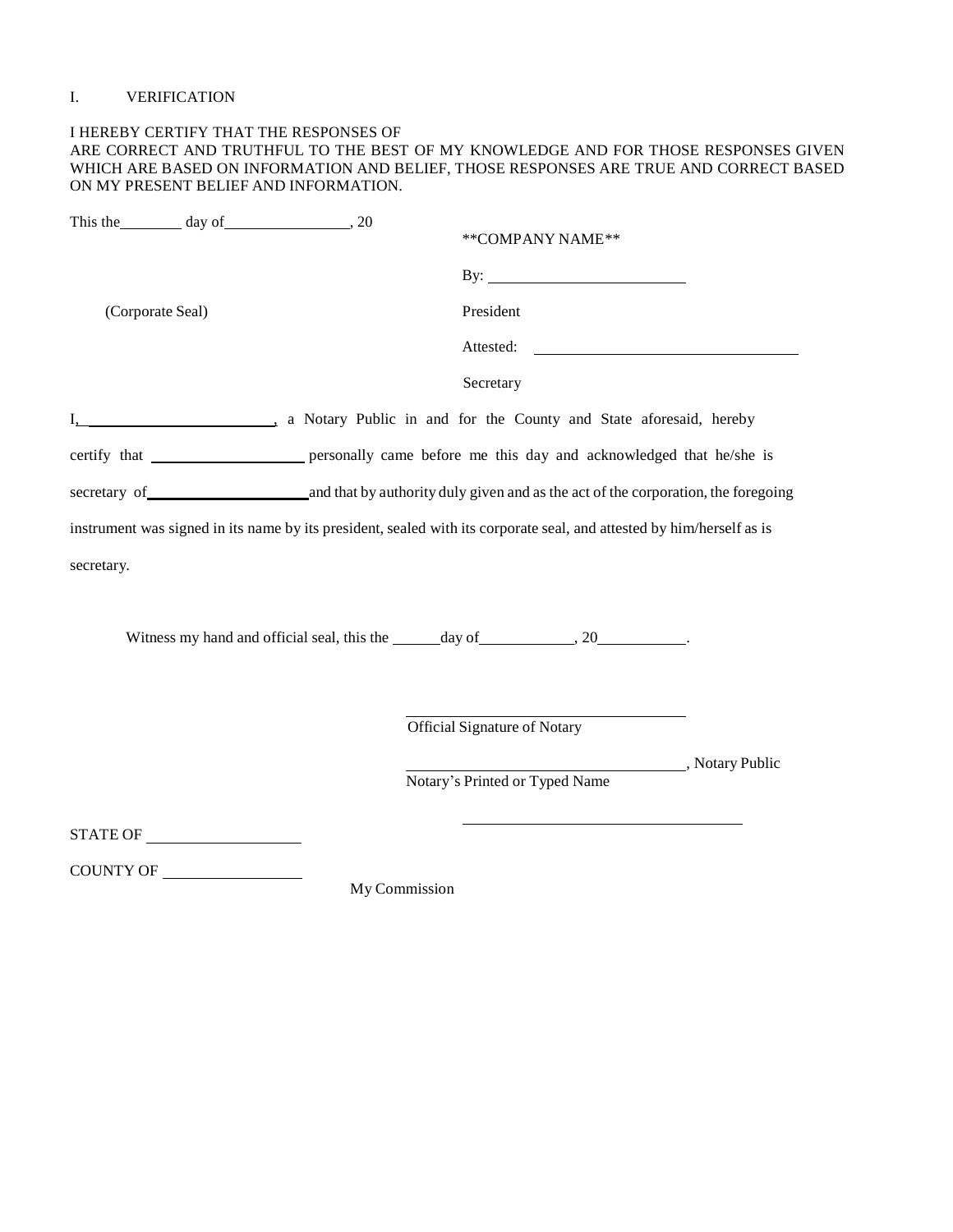I. VERIFICATION

I HEREBY CERTIFY THAT THE RESPONSES OF
ARE CORRECT AND TRUTHFUL TO THE BEST OF MY KNOWLEDGE AND FOR THOSE RESPONSES GIVEN WHICH ARE BASED ON INFORMATION AND BELIEF, THOSE RESPONSES ARE TRUE AND CORRECT BASED ON MY PRESENT BELIEF AND INFORMATION.

This the________ day of________________, 20

**COMPANY NAME**

By: ________________________

(Corporate Seal)

President

Attested: ________________________________

Secretary

I, ________________________, a Notary Public in and for the County and State aforesaid, hereby certify that ____________________ personally came before me this day and acknowledged that he/she is secretary of ____________________ and that by authority duly given and as the act of the corporation, the foregoing instrument was signed in its name by its president, sealed with its corporate seal, and attested by him/herself as is secretary.

Witness my hand and official seal, this the ______day of____________, 20___________.

____________________________________
Official Signature of Notary

____________________________________, Notary Public
Notary's Printed or Typed Name

____________________________________

STATE OF ____________________

COUNTY OF __________________

My Commission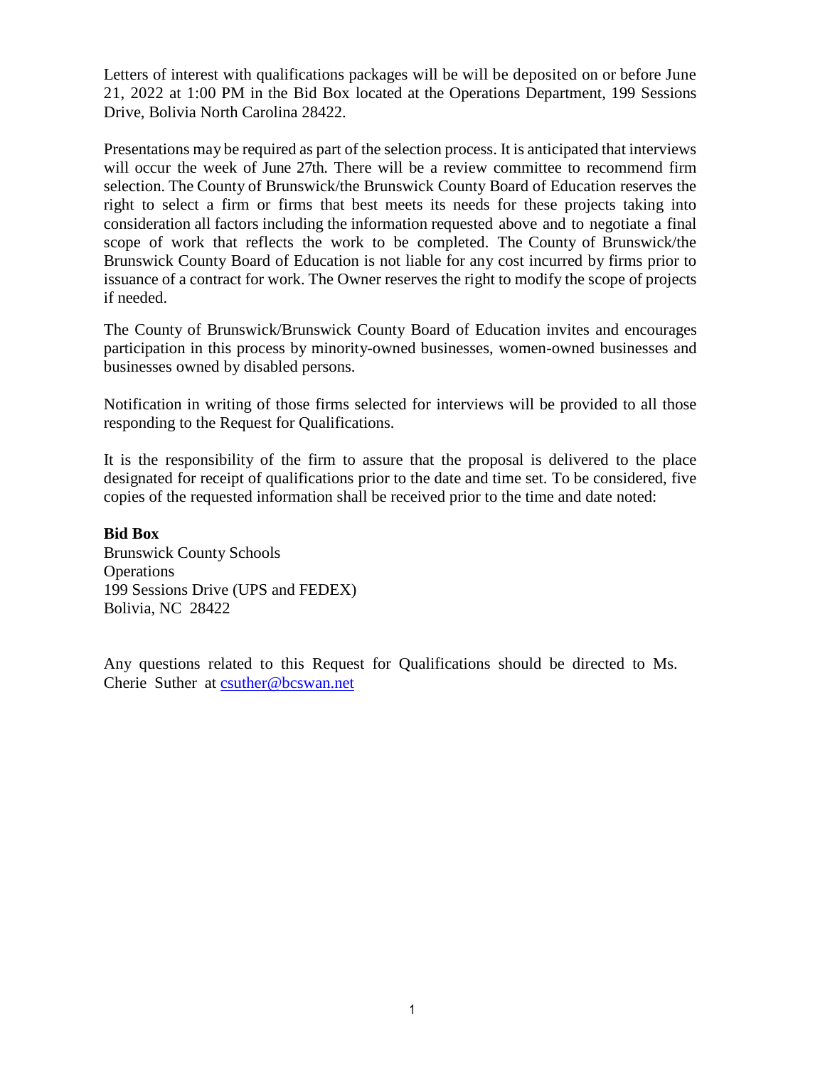Letters of interest with qualifications packages will be will be deposited on or before June 21, 2022 at 1:00 PM in the Bid Box located at the Operations Department, 199 Sessions Drive, Bolivia North Carolina 28422.

Presentations may be required as part of the selection process. It is anticipated that interviews will occur the week of June 27th. There will be a review committee to recommend firm selection. The County of Brunswick/the Brunswick County Board of Education reserves the right to select a firm or firms that best meets its needs for these projects taking into consideration all factors including the information requested above and to negotiate a final scope of work that reflects the work to be completed. The County of Brunswick/the Brunswick County Board of Education is not liable for any cost incurred by firms prior to issuance of a contract for work. The Owner reserves the right to modify the scope of projects if needed.

The County of Brunswick/Brunswick County Board of Education invites and encourages participation in this process by minority-owned businesses, women-owned businesses and businesses owned by disabled persons.

Notification in writing of those firms selected for interviews will be provided to all those responding to the Request for Qualifications.

It is the responsibility of the firm to assure that the proposal is delivered to the place designated for receipt of qualifications prior to the date and time set. To be considered, five copies of the requested information shall be received prior to the time and date noted:

**Bid Box**
Brunswick County Schools
Operations
199 Sessions Drive (UPS and FEDEX)
Bolivia, NC 28422

Any questions related to this Request for Qualifications should be directed to Ms. Cherie Suther at csuther@bcswan.net